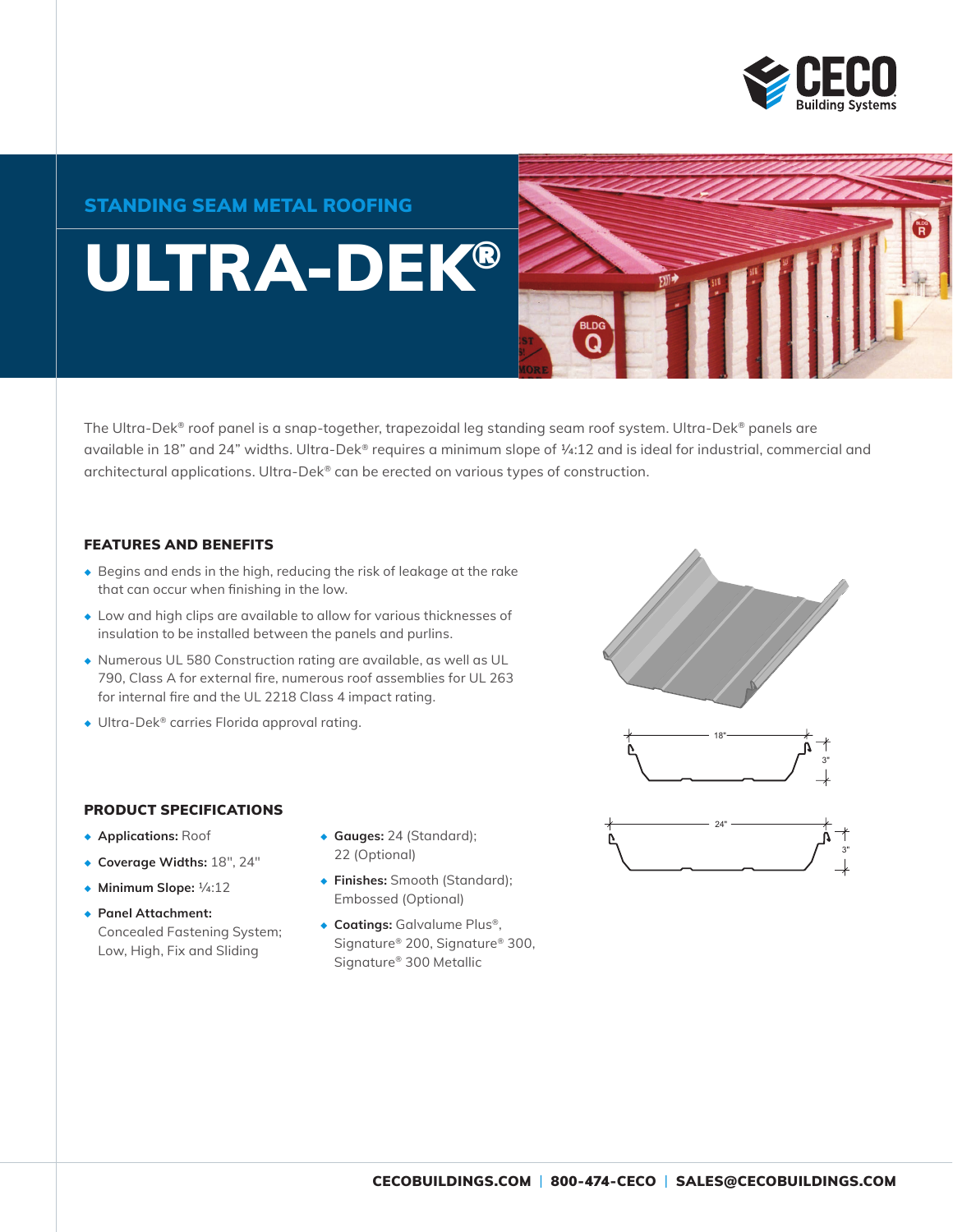CECO Building Systems

## STANDING SEAM METAL ROOFING

# ULTRA-DEK®

The Ultra-Dek® roof panel is a snap-together, trapezoidal leg standing seam roof system. Ultra-Dek® panels are available in 18" and 24" widths. Ultra-Dek® requires a minimum slope of ¼:12 and is ideal for industrial, commercial and architectural applications. Ultra-Dek® can be erected on various types of construction.

### FEATURES AND BENEFITS

- Begins and ends in the high, reducing the risk of leakage at the rake that can occur when finishing in the low.
- Low and high clips are available to allow for various thicknesses of insulation to be installed between the panels and purlins.
- Numerous UL 580 Construction rating are available, as well as UL 790, Class A for external fire, numerous roof assemblies for UL 263 for internal fire and the UL 2218 Class 4 impact rating.
- Ultra-Dek® carries Florida approval rating.

18"
3"

24"
3"

### PRODUCT SPECIFICATIONS

- **Applications:** Roof
- **Coverage Widths:** 18", 24"
- **Minimum Slope:** ¼:12
- **Panel Attachment:** Concealed Fastening System; Low, High, Fix and Sliding
- **Gauges:** 24 (Standard); 22 (Optional)
- **Finishes:** Smooth (Standard); Embossed (Optional)
- **Coatings:** Galvalume Plus®, Signature® 200, Signature® 300, Signature® 300 Metallic

CECOBUILDINGS.COM | 800-474-CECO | SALES@CECOBUILDINGS.COM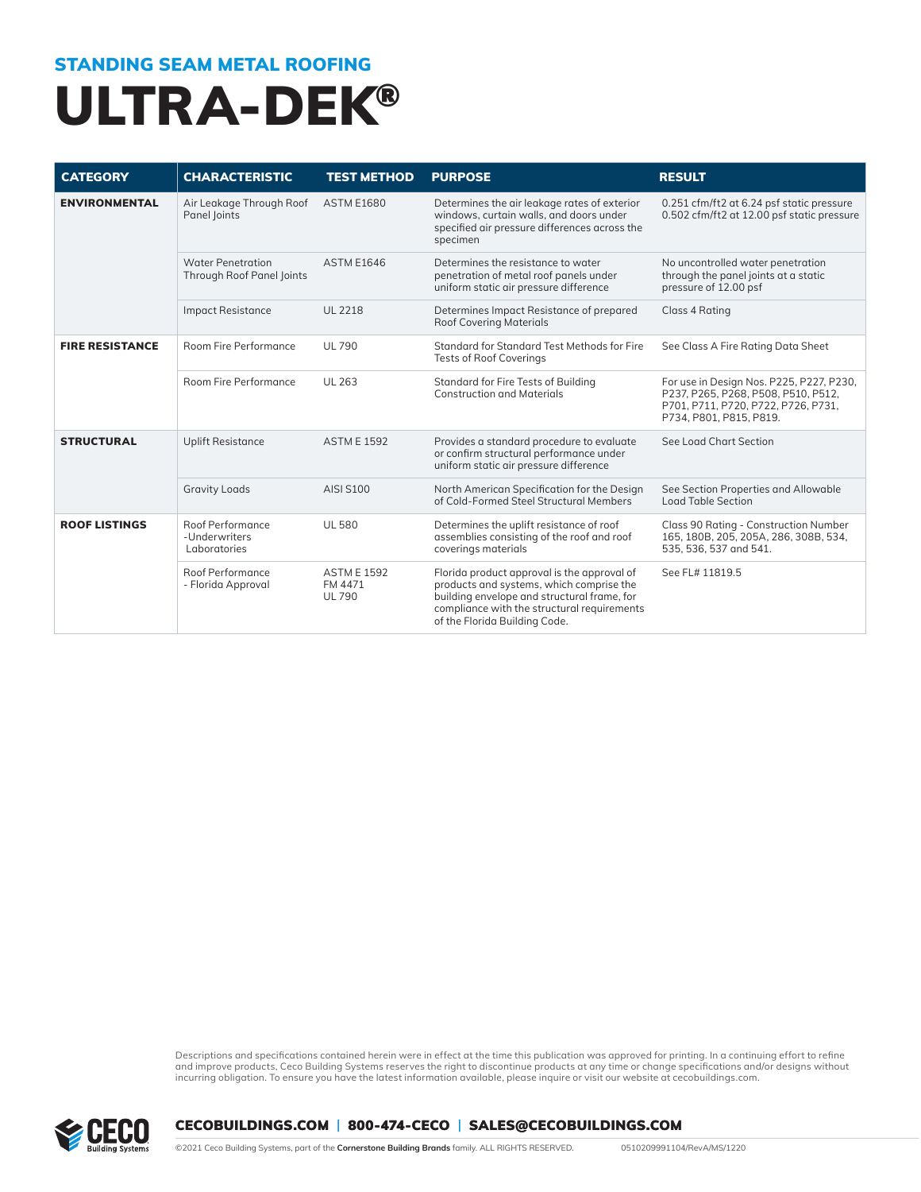## STANDING SEAM METAL ROOFING

# ULTRA-DEK®

| CATEGORY | CHARACTERISTIC | TEST METHOD | PURPOSE | RESULT |
|---|---|---|---|---|
| **ENVIRONMENTAL** | Air Leakage Through Roof Panel Joints | ASTM E1680 | Determines the air leakage rates of exterior windows, curtain walls, and doors under specified air pressure differences across the specimen | 0.251 cfm/ft2 at 6.24 psf static pressure 0.502 cfm/ft2 at 12.00 psf static pressure |
| | Water Penetration Through Roof Panel Joints | ASTM E1646 | Determines the resistance to water penetration of metal roof panels under uniform static air pressure difference | No uncontrolled water penetration through the panel joints at a static pressure of 12.00 psf |
| | Impact Resistance | UL 2218 | Determines Impact Resistance of prepared Roof Covering Materials | Class 4 Rating |
| **FIRE RESISTANCE** | Room Fire Performance | UL 790 | Standard for Standard Test Methods for Fire Tests of Roof Coverings | See Class A Fire Rating Data Sheet |
| | Room Fire Performance | UL 263 | Standard for Fire Tests of Building Construction and Materials | For use in Design Nos. P225, P227, P230, P237, P265, P268, P508, P510, P512, P701, P711, P720, P722, P726, P731, P734, P801, P815, P819. |
| **STRUCTURAL** | Uplift Resistance | ASTM E 1592 | Provides a standard procedure to evaluate or confirm structural performance under uniform static air pressure difference | See Load Chart Section |
| | Gravity Loads | AISI S100 | North American Specification for the Design of Cold-Formed Steel Structural Members | See Section Properties and Allowable Load Table Section |
| **ROOF LISTINGS** | Roof Performance -Underwriters Laboratories | UL 580 | Determines the uplift resistance of roof assemblies consisting of the roof and roof coverings materials | Class 90 Rating - Construction Number 165, 180B, 205, 205A, 286, 308B, 534, 535, 536, 537 and 541. |
| | Roof Performance - Florida Approval | ASTM E 1592 FM 4471 UL 790 | Florida product approval is the approval of products and systems, which comprise the building envelope and structural frame, for compliance with the structural requirements of the Florida Building Code. | See FL# 11819.5 |

Descriptions and specifications contained herein were in effect at the time this publication was approved for printing. In a continuing effort to refine and improve products, Ceco Building Systems reserves the right to discontinue products at any time or change specifications and/or designs without incurring obligation. To ensure you have the latest information available, please inquire or visit our website at cecobuildings.com.

**CECOBUILDINGS.COM | 800-474-CECO | SALES@CECOBUILDINGS.COM**

©2021 Ceco Building Systems, part of the **Cornerstone Building Brands** family. ALL RIGHTS RESERVED. 0510209991104/RevA/MS/1220